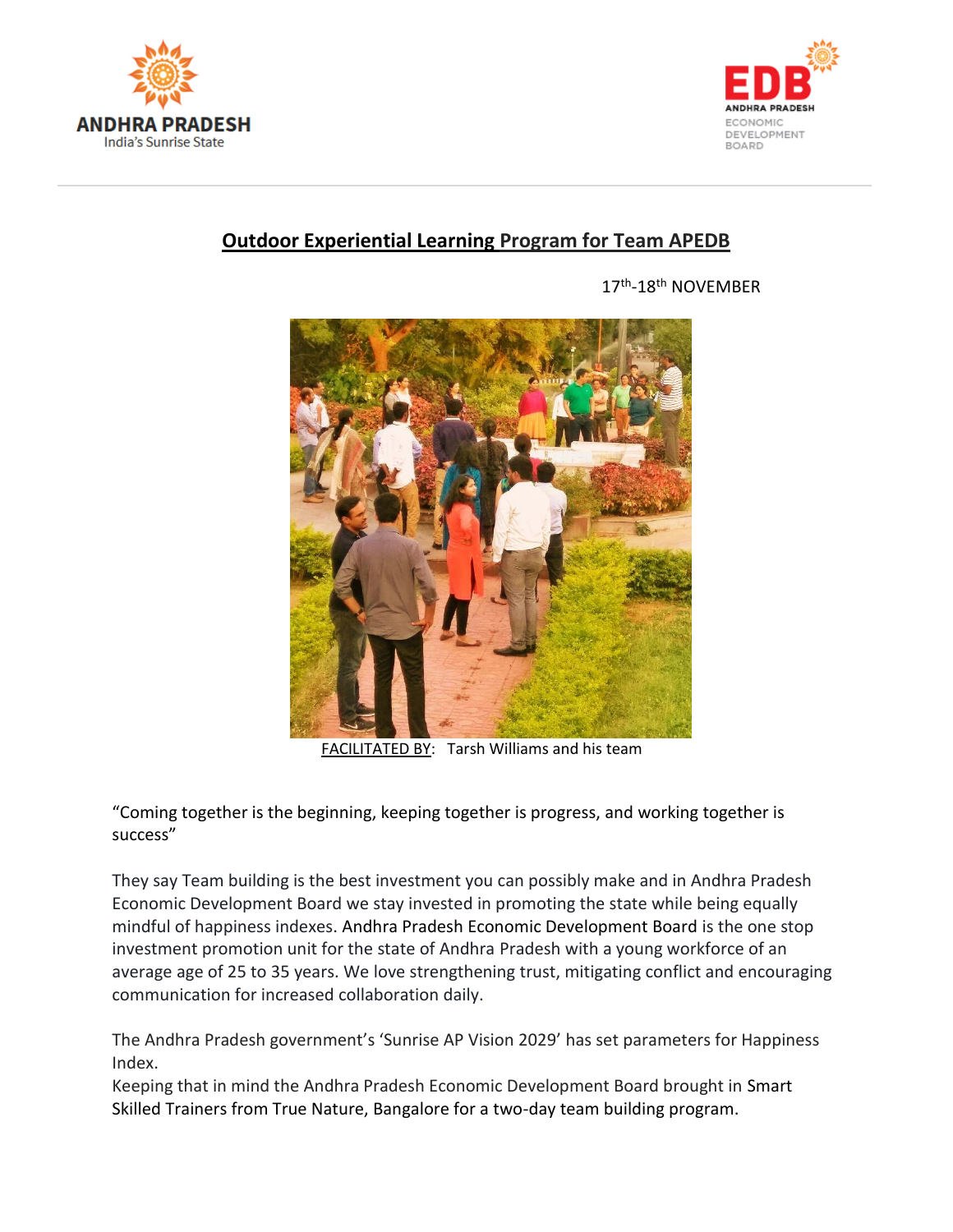## Outdoor Experiential Learning Program for Team APEDB

17th-18th NOVEMBER

FACILITATED BY: Tarsh Williams and his team

"Coming together is the beginning, keeping together is progress, and working together is success"

They say Team building is the best investment you can possibly make and in Andhra Pradesh Economic Development Board we stay invested in promoting the state while being equally mindful of happiness indexes. Andhra Pradesh Economic Development Board is the one stop investment promotion unit for the state of Andhra Pradesh with a young workforce of an average age of 25 to 35 years. We love strengthening trust, mitigating conflict and encouraging communication for increased collaboration daily.

The Andhra Pradesh government's 'Sunrise AP Vision 2029' has set parameters for Happiness Index.
Keeping that in mind the Andhra Pradesh Economic Development Board brought in Smart Skilled Trainers from True Nature, Bangalore for a two-day team building program.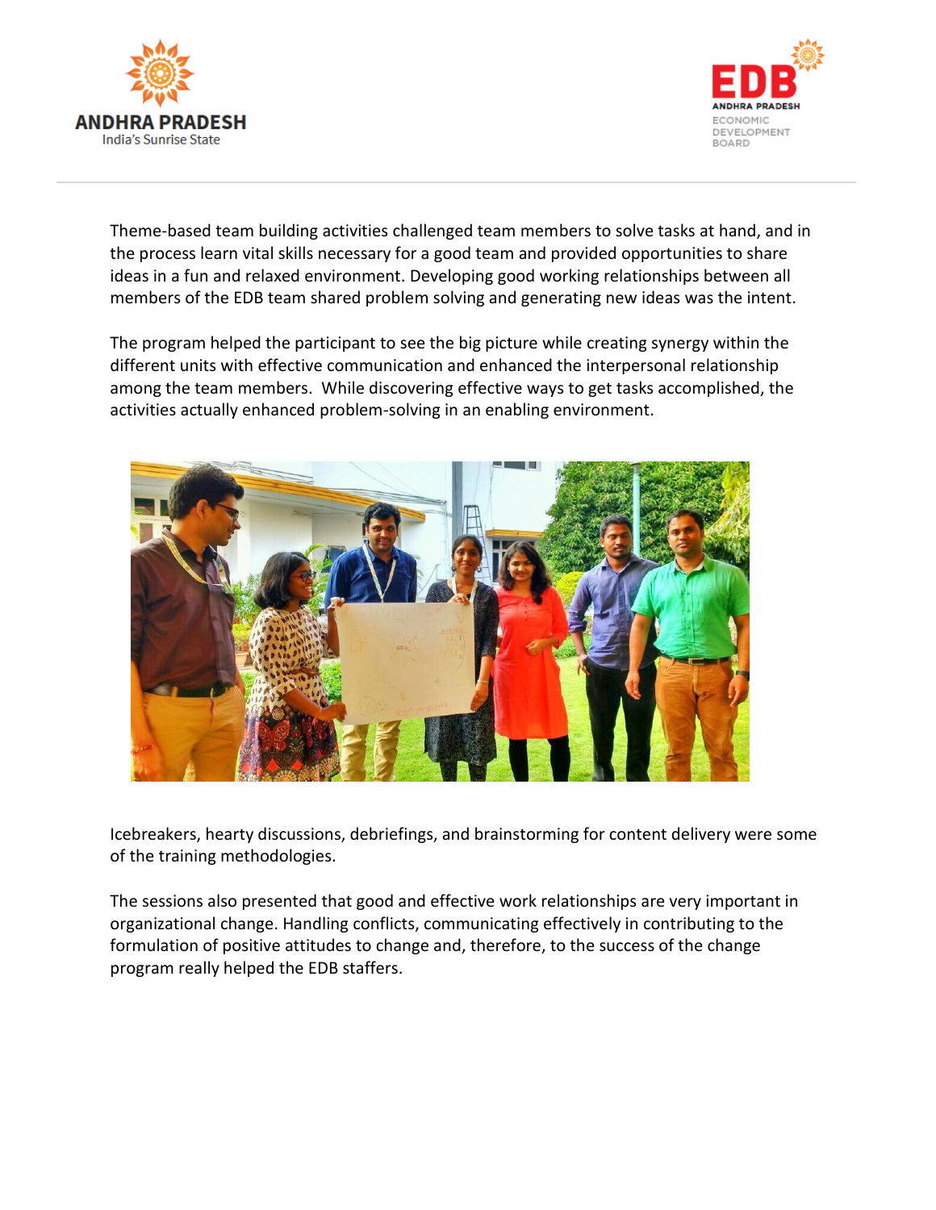Theme-based team building activities challenged team members to solve tasks at hand, and in the process learn vital skills necessary for a good team and provided opportunities to share ideas in a fun and relaxed environment. Developing good working relationships between all members of the EDB team shared problem solving and generating new ideas was the intent.

The program helped the participant to see the big picture while creating synergy within the different units with effective communication and enhanced the interpersonal relationship among the team members. While discovering effective ways to get tasks accomplished, the activities actually enhanced problem-solving in an enabling environment.

Icebreakers, hearty discussions, debriefings, and brainstorming for content delivery were some of the training methodologies.

The sessions also presented that good and effective work relationships are very important in organizational change. Handling conflicts, communicating effectively in contributing to the formulation of positive attitudes to change and, therefore, to the success of the change program really helped the EDB staffers.